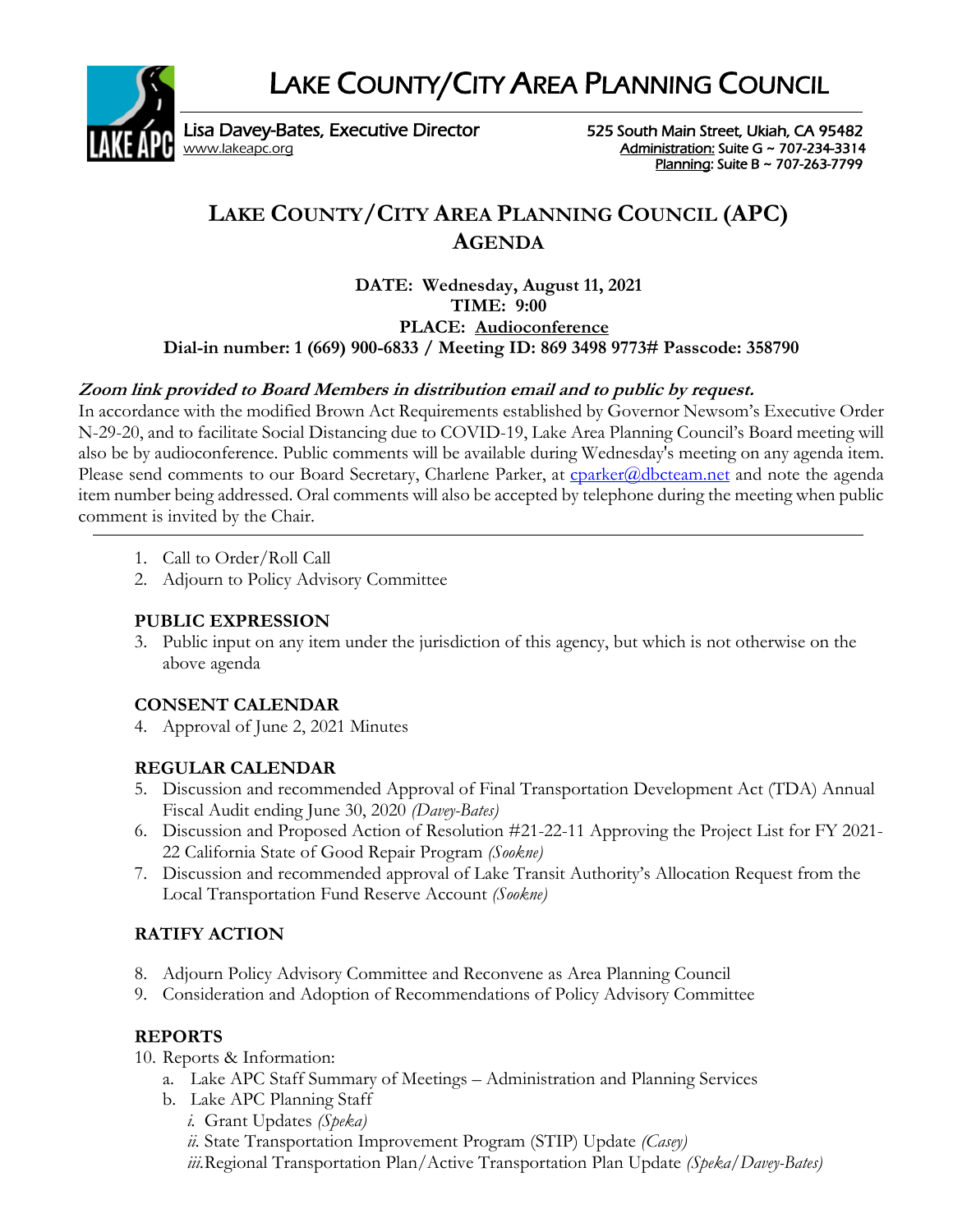# LAKE COUNTY/CITY AREA PLANNING COUNCIL

Lisa Davey-Bates, Executive Director
www.lakeapc.org

525 South Main Street, Ukiah, CA 95482
Administration: Suite G ~ 707-234-3314
Planning: Suite B ~ 707-263-7799

## LAKE COUNTY/CITY AREA PLANNING COUNCIL (APC) AGENDA

**DATE: Wednesday, August 11, 2021**
**TIME: 9:00**
**PLACE: Audioconference**
**Dial-in number: 1 (669) 900-6833 / Meeting ID: 869 3498 9773# Passcode: 358790**

***Zoom link provided to Board Members in distribution email and to public by request.***

In accordance with the modified Brown Act Requirements established by Governor Newsom's Executive Order N-29-20, and to facilitate Social Distancing due to COVID-19, Lake Area Planning Council's Board meeting will also be by audioconference. Public comments will be available during Wednesday's meeting on any agenda item. Please send comments to our Board Secretary, Charlene Parker, at cparker@dbcteam.net and note the agenda item number being addressed. Oral comments will also be accepted by telephone during the meeting when public comment is invited by the Chair.

---

1. Call to Order/Roll Call
2. Adjourn to Policy Advisory Committee

**PUBLIC EXPRESSION**

3. Public input on any item under the jurisdiction of this agency, but which is not otherwise on the above agenda

**CONSENT CALENDAR**

4. Approval of June 2, 2021 Minutes

**REGULAR CALENDAR**

5. Discussion and recommended Approval of Final Transportation Development Act (TDA) Annual Fiscal Audit ending June 30, 2020 *(Davey-Bates)*
6. Discussion and Proposed Action of Resolution #21-22-11 Approving the Project List for FY 2021-22 California State of Good Repair Program *(Sookne)*
7. Discussion and recommended approval of Lake Transit Authority's Allocation Request from the Local Transportation Fund Reserve Account *(Sookne)*

**RATIFY ACTION**

8. Adjourn Policy Advisory Committee and Reconvene as Area Planning Council
9. Consideration and Adoption of Recommendations of Policy Advisory Committee

**REPORTS**

10. Reports & Information:
    a. Lake APC Staff Summary of Meetings – Administration and Planning Services
    b. Lake APC Planning Staff
        *i.* Grant Updates *(Speka)*
        *ii.* State Transportation Improvement Program (STIP) Update *(Casey)*
        *iii.* Regional Transportation Plan/Active Transportation Plan Update *(Speka/Davey-Bates)*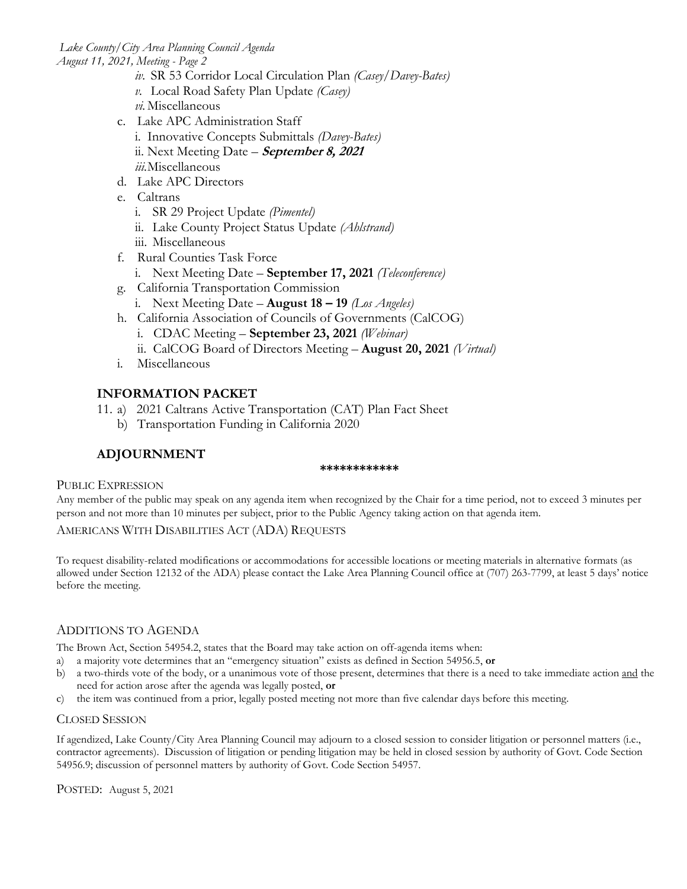iv. SR 53 Corridor Local Circulation Plan *(Casey/Davey-Bates)*
v. Local Road Safety Plan Update *(Casey)*
vi. Miscellaneous

c. Lake APC Administration Staff
   i. Innovative Concepts Submittals *(Davey-Bates)*
   ii. Next Meeting Date – ***September 8, 2021***
   iii. Miscellaneous
d. Lake APC Directors
e. Caltrans
   i. SR 29 Project Update *(Pimentel)*
   ii. Lake County Project Status Update *(Ahlstrand)*
   iii. Miscellaneous
f. Rural Counties Task Force
   i. Next Meeting Date – **September 17, 2021** *(Teleconference)*
g. California Transportation Commission
   i. Next Meeting Date – **August 18 – 19** *(Los Angeles)*
h. California Association of Councils of Governments (CalCOG)
   i. CDAC Meeting – **September 23, 2021** *(Webinar)*
   ii. CalCOG Board of Directors Meeting – **August 20, 2021** *(Virtual)*
i. Miscellaneous

## INFORMATION PACKET

11. a) 2021 Caltrans Active Transportation (CAT) Plan Fact Sheet
    b) Transportation Funding in California 2020

## ADJOURNMENT

************

### PUBLIC EXPRESSION

Any member of the public may speak on any agenda item when recognized by the Chair for a time period, not to exceed 3 minutes per person and not more than 10 minutes per subject, prior to the Public Agency taking action on that agenda item.

### AMERICANS WITH DISABILITIES ACT (ADA) REQUESTS

To request disability-related modifications or accommodations for accessible locations or meeting materials in alternative formats (as allowed under Section 12132 of the ADA) please contact the Lake Area Planning Council office at (707) 263-7799, at least 5 days' notice before the meeting.

### ADDITIONS TO AGENDA

The Brown Act, Section 54954.2, states that the Board may take action on off-agenda items when:

a) a majority vote determines that an "emergency situation" exists as defined in Section 54956.5, **or**
b) a two-thirds vote of the body, or a unanimous vote of those present, determines that there is a need to take immediate action and the need for action arose after the agenda was legally posted, **or**
c) the item was continued from a prior, legally posted meeting not more than five calendar days before this meeting.

### CLOSED SESSION

If agendized, Lake County/City Area Planning Council may adjourn to a closed session to consider litigation or personnel matters (i.e., contractor agreements). Discussion of litigation or pending litigation may be held in closed session by authority of Govt. Code Section 54956.9; discussion of personnel matters by authority of Govt. Code Section 54957.

POSTED: August 5, 2021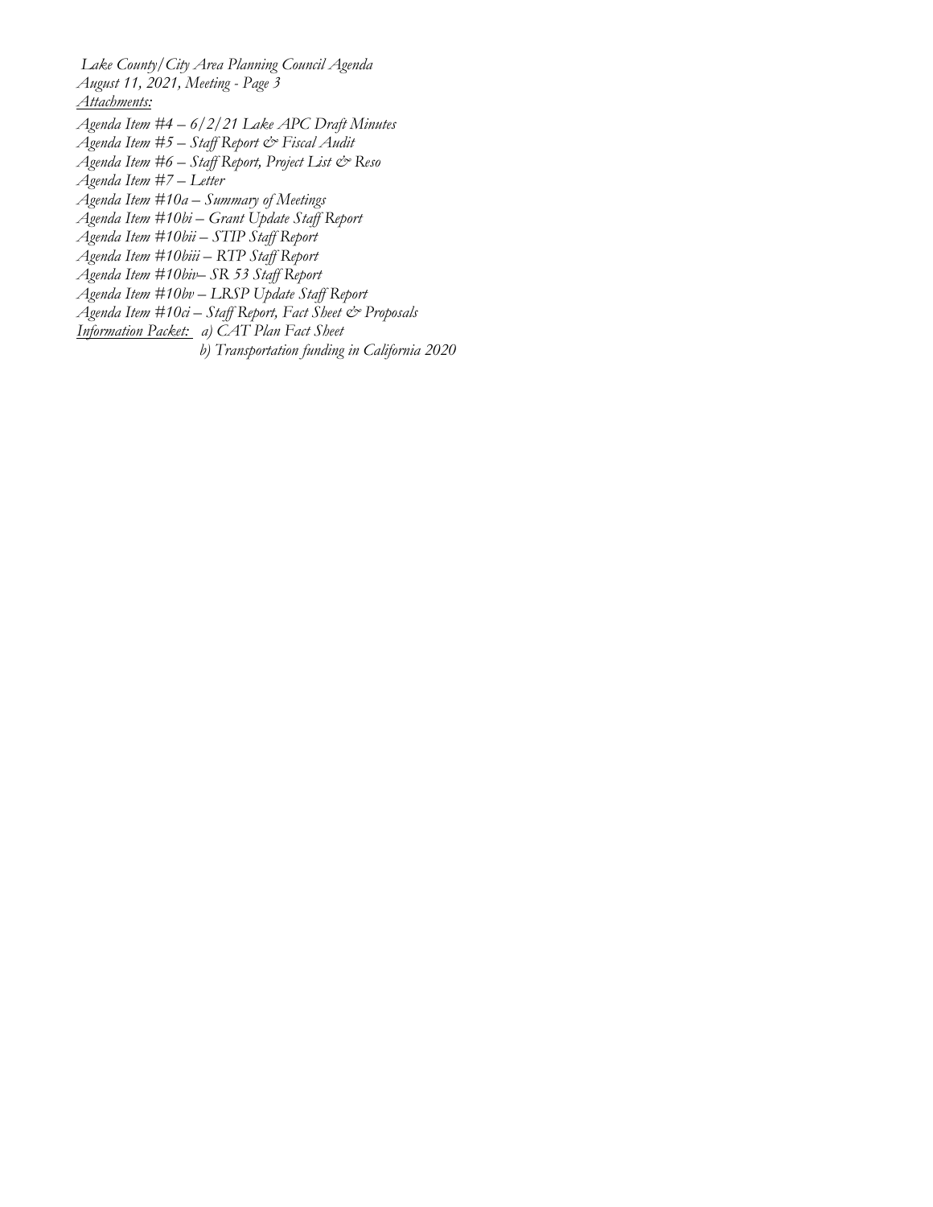*Attachments:*

*Agenda Item #4 – 6/2/21 Lake APC Draft Minutes*
*Agenda Item #5 – Staff Report & Fiscal Audit*
*Agenda Item #6 – Staff Report, Project List & Reso*
*Agenda Item #7 – Letter*
*Agenda Item #10a – Summary of Meetings*
*Agenda Item #10bi – Grant Update Staff Report*
*Agenda Item #10bii – STIP Staff Report*
*Agenda Item #10biii – RTP Staff Report*
*Agenda Item #10biv– SR 53 Staff Report*
*Agenda Item #10bv – LRSP Update Staff Report*
*Agenda Item #10ci – Staff Report, Fact Sheet & Proposals*

*Information Packet:* *a) CAT Plan Fact Sheet*
*b) Transportation funding in California 2020*